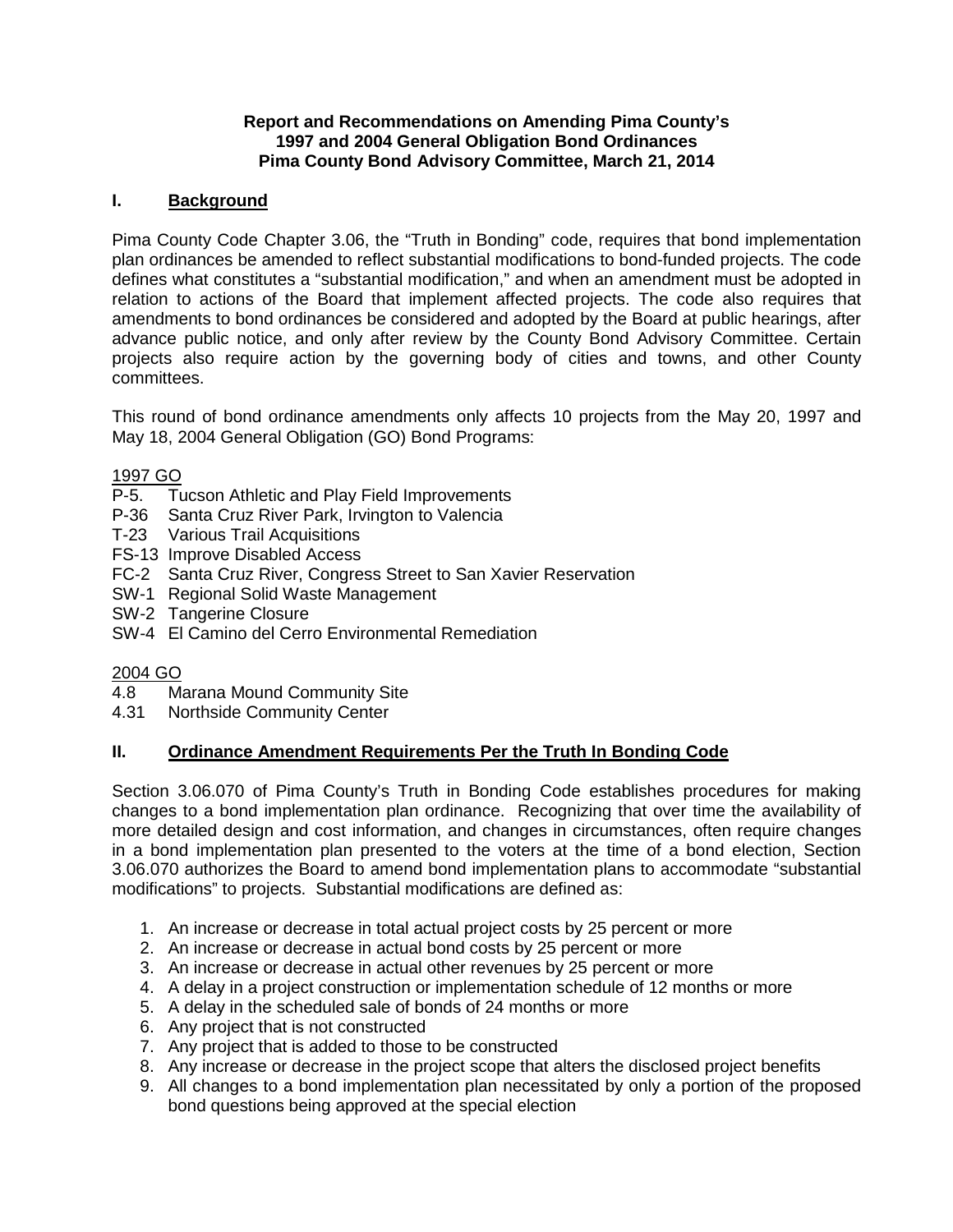**Report and Recommendations on Amending Pima County's 1997 and 2004 General Obligation Bond Ordinances Pima County Bond Advisory Committee, March 21, 2014**

## I. Background

Pima County Code Chapter 3.06, the "Truth in Bonding" code, requires that bond implementation plan ordinances be amended to reflect substantial modifications to bond-funded projects. The code defines what constitutes a "substantial modification," and when an amendment must be adopted in relation to actions of the Board that implement affected projects. The code also requires that amendments to bond ordinances be considered and adopted by the Board at public hearings, after advance public notice, and only after review by the County Bond Advisory Committee. Certain projects also require action by the governing body of cities and towns, and other County committees.

This round of bond ordinance amendments only affects 10 projects from the May 20, 1997 and May 18, 2004 General Obligation (GO) Bond Programs:

1997 GO

- P-5. Tucson Athletic and Play Field Improvements
- P-36 Santa Cruz River Park, Irvington to Valencia
- T-23 Various Trail Acquisitions
- FS-13 Improve Disabled Access
- FC-2 Santa Cruz River, Congress Street to San Xavier Reservation
- SW-1 Regional Solid Waste Management
- SW-2 Tangerine Closure
- SW-4 El Camino del Cerro Environmental Remediation

2004 GO

- 4.8 Marana Mound Community Site
- 4.31 Northside Community Center

## II. Ordinance Amendment Requirements Per the Truth In Bonding Code

Section 3.06.070 of Pima County's Truth in Bonding Code establishes procedures for making changes to a bond implementation plan ordinance. Recognizing that over time the availability of more detailed design and cost information, and changes in circumstances, often require changes in a bond implementation plan presented to the voters at the time of a bond election, Section 3.06.070 authorizes the Board to amend bond implementation plans to accommodate "substantial modifications" to projects. Substantial modifications are defined as:

1. An increase or decrease in total actual project costs by 25 percent or more
2. An increase or decrease in actual bond costs by 25 percent or more
3. An increase or decrease in actual other revenues by 25 percent or more
4. A delay in a project construction or implementation schedule of 12 months or more
5. A delay in the scheduled sale of bonds of 24 months or more
6. Any project that is not constructed
7. Any project that is added to those to be constructed
8. Any increase or decrease in the project scope that alters the disclosed project benefits
9. All changes to a bond implementation plan necessitated by only a portion of the proposed bond questions being approved at the special election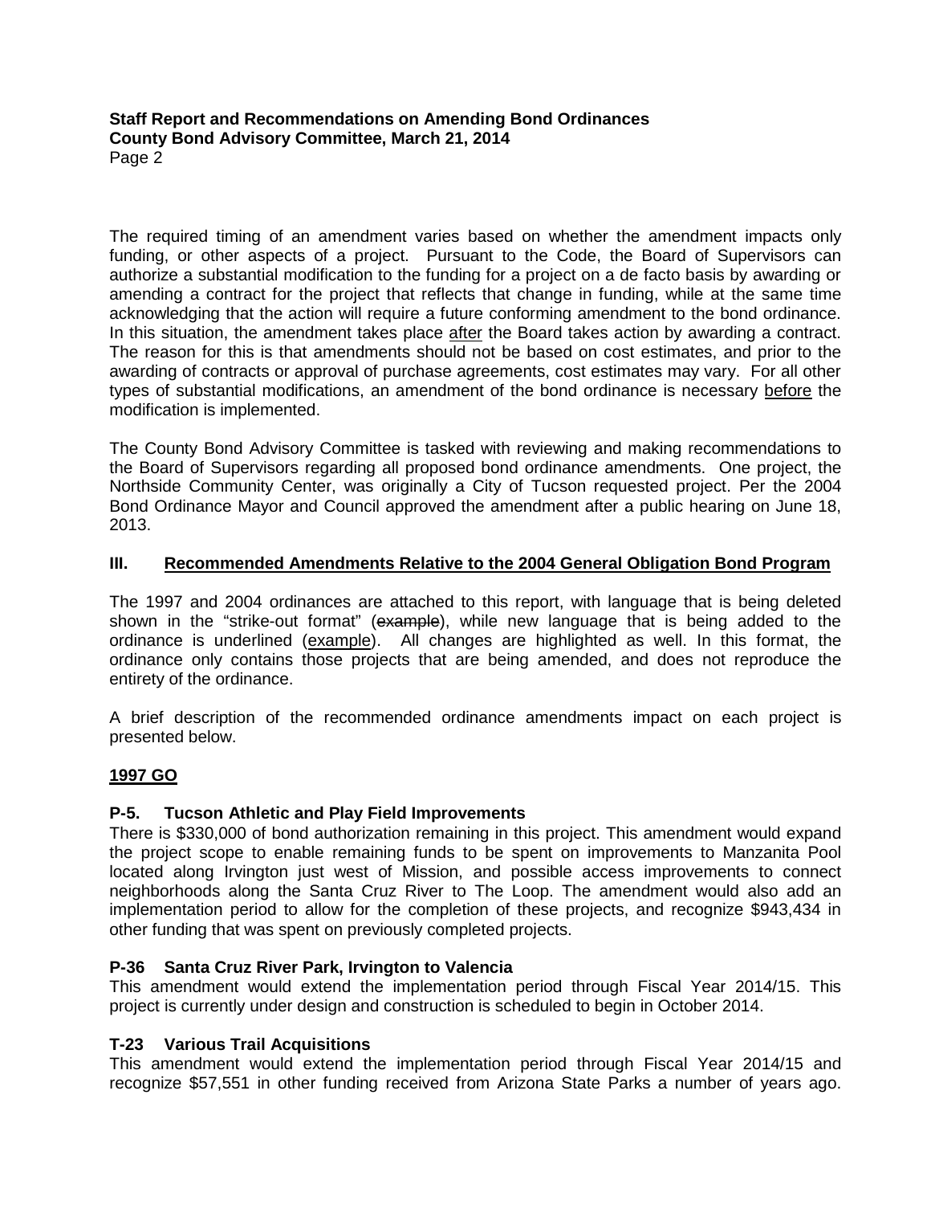The required timing of an amendment varies based on whether the amendment impacts only funding, or other aspects of a project. Pursuant to the Code, the Board of Supervisors can authorize a substantial modification to the funding for a project on a de facto basis by awarding or amending a contract for the project that reflects that change in funding, while at the same time acknowledging that the action will require a future conforming amendment to the bond ordinance. In this situation, the amendment takes place <u>after</u> the Board takes action by awarding a contract. The reason for this is that amendments should not be based on cost estimates, and prior to the awarding of contracts or approval of purchase agreements, cost estimates may vary. For all other types of substantial modifications, an amendment of the bond ordinance is necessary <u>before</u> the modification is implemented.

The County Bond Advisory Committee is tasked with reviewing and making recommendations to the Board of Supervisors regarding all proposed bond ordinance amendments. One project, the Northside Community Center, was originally a City of Tucson requested project. Per the 2004 Bond Ordinance Mayor and Council approved the amendment after a public hearing on June 18, 2013.

## III. <u>Recommended Amendments Relative to the 2004 General Obligation Bond Program</u>

The 1997 and 2004 ordinances are attached to this report, with language that is being deleted shown in the "strike-out format" (~~example~~), while new language that is being added to the ordinance is underlined (<u>example</u>). All changes are highlighted as well. In this format, the ordinance only contains those projects that are being amended, and does not reproduce the entirety of the ordinance.

A brief description of the recommended ordinance amendments impact on each project is presented below.

### <u>1997 GO</u>

**P-5. Tucson Athletic and Play Field Improvements**

There is $330,000 of bond authorization remaining in this project. This amendment would expand the project scope to enable remaining funds to be spent on improvements to Manzanita Pool located along Irvington just west of Mission, and possible access improvements to connect neighborhoods along the Santa Cruz River to The Loop. The amendment would also add an implementation period to allow for the completion of these projects, and recognize $943,434 in other funding that was spent on previously completed projects.

**P-36 Santa Cruz River Park, Irvington to Valencia**

This amendment would extend the implementation period through Fiscal Year 2014/15. This project is currently under design and construction is scheduled to begin in October 2014.

**T-23 Various Trail Acquisitions**

This amendment would extend the implementation period through Fiscal Year 2014/15 and recognize $57,551 in other funding received from Arizona State Parks a number of years ago.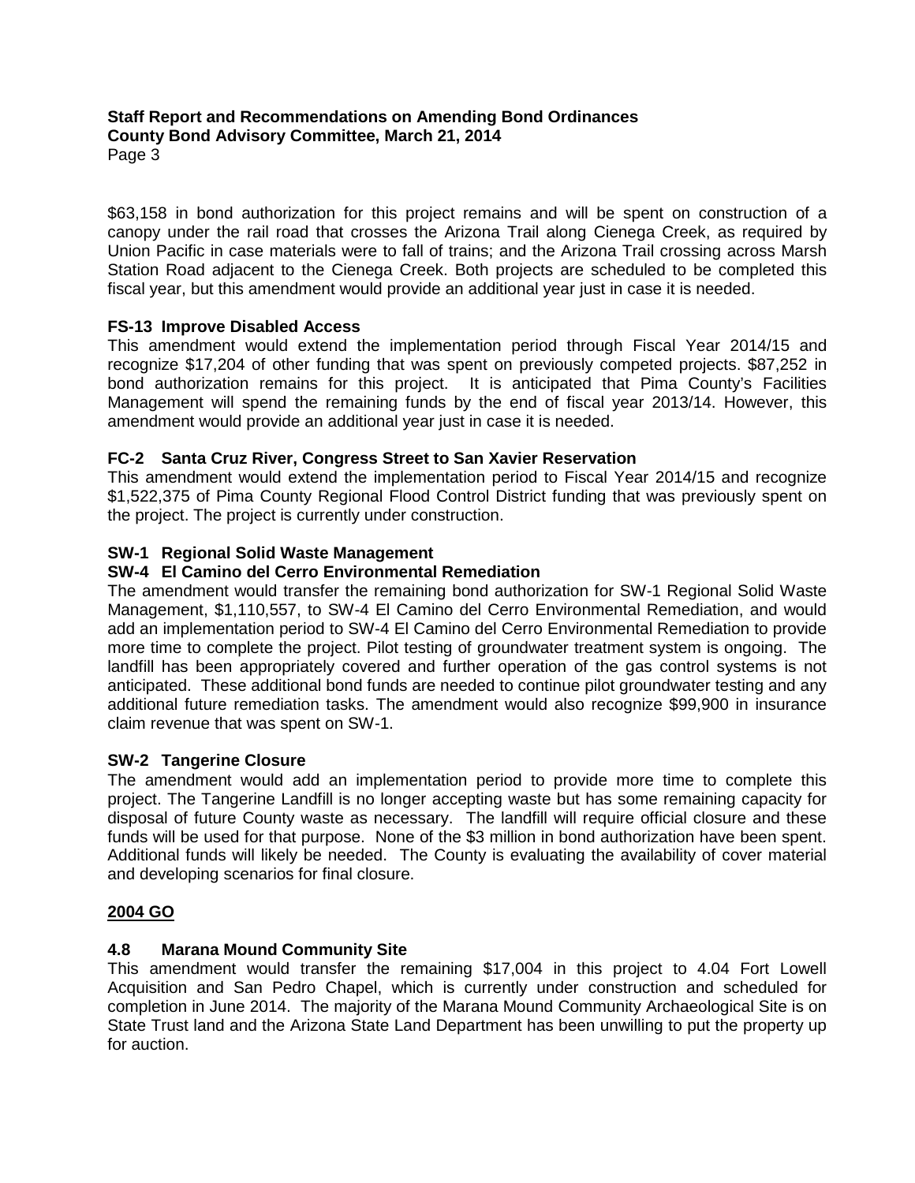$63,158 in bond authorization for this project remains and will be spent on construction of a canopy under the rail road that crosses the Arizona Trail along Cienega Creek, as required by Union Pacific in case materials were to fall of trains; and the Arizona Trail crossing across Marsh Station Road adjacent to the Cienega Creek. Both projects are scheduled to be completed this fiscal year, but this amendment would provide an additional year just in case it is needed.

**FS-13 Improve Disabled Access**

This amendment would extend the implementation period through Fiscal Year 2014/15 and recognize $17,204 of other funding that was spent on previously competed projects. $87,252 in bond authorization remains for this project. It is anticipated that Pima County's Facilities Management will spend the remaining funds by the end of fiscal year 2013/14. However, this amendment would provide an additional year just in case it is needed.

**FC-2 Santa Cruz River, Congress Street to San Xavier Reservation**

This amendment would extend the implementation period to Fiscal Year 2014/15 and recognize $1,522,375 of Pima County Regional Flood Control District funding that was previously spent on the project. The project is currently under construction.

**SW-1 Regional Solid Waste Management**

**SW-4 El Camino del Cerro Environmental Remediation**

The amendment would transfer the remaining bond authorization for SW-1 Regional Solid Waste Management, $1,110,557, to SW-4 El Camino del Cerro Environmental Remediation, and would add an implementation period to SW-4 El Camino del Cerro Environmental Remediation to provide more time to complete the project. Pilot testing of groundwater treatment system is ongoing. The landfill has been appropriately covered and further operation of the gas control systems is not anticipated. These additional bond funds are needed to continue pilot groundwater testing and any additional future remediation tasks. The amendment would also recognize $99,900 in insurance claim revenue that was spent on SW-1.

**SW-2 Tangerine Closure**

The amendment would add an implementation period to provide more time to complete this project. The Tangerine Landfill is no longer accepting waste but has some remaining capacity for disposal of future County waste as necessary. The landfill will require official closure and these funds will be used for that purpose. None of the $3 million in bond authorization have been spent. Additional funds will likely be needed. The County is evaluating the availability of cover material and developing scenarios for final closure.

**2004 GO**

**4.8 Marana Mound Community Site**

This amendment would transfer the remaining $17,004 in this project to 4.04 Fort Lowell Acquisition and San Pedro Chapel, which is currently under construction and scheduled for completion in June 2014. The majority of the Marana Mound Community Archaeological Site is on State Trust land and the Arizona State Land Department has been unwilling to put the property up for auction.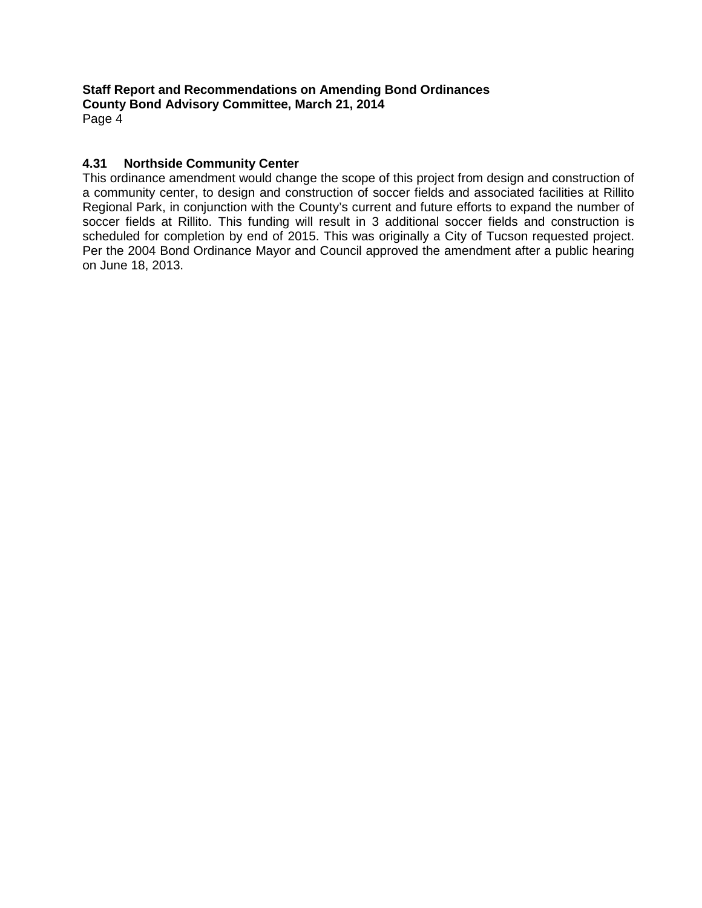### 4.31 Northside Community Center

This ordinance amendment would change the scope of this project from design and construction of a community center, to design and construction of soccer fields and associated facilities at Rillito Regional Park, in conjunction with the County's current and future efforts to expand the number of soccer fields at Rillito. This funding will result in 3 additional soccer fields and construction is scheduled for completion by end of 2015. This was originally a City of Tucson requested project. Per the 2004 Bond Ordinance Mayor and Council approved the amendment after a public hearing on June 18, 2013.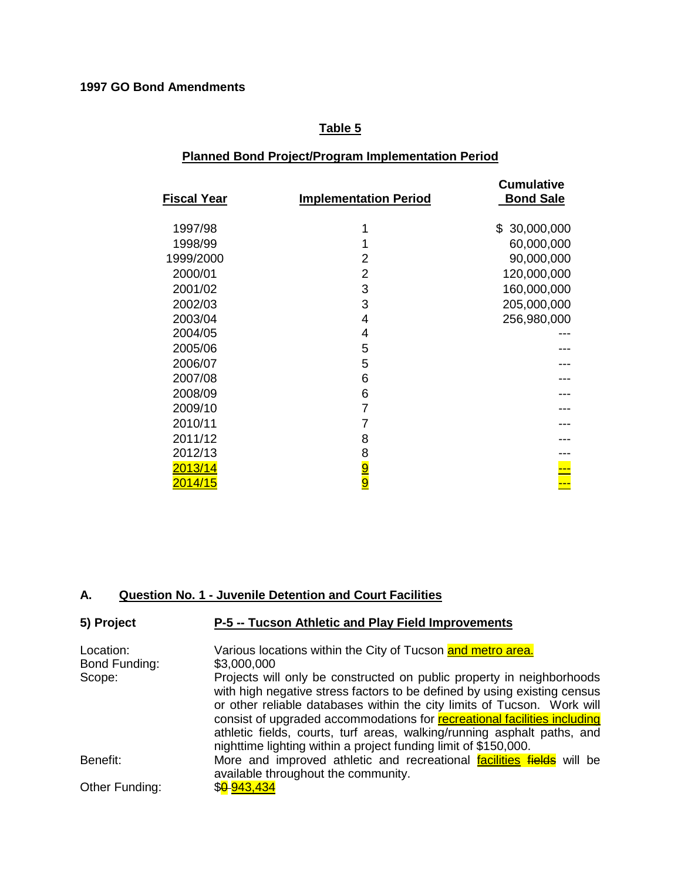**1997 GO Bond Amendments**

**Table 5**

**Planned Bond Project/Program Implementation Period**

| Fiscal Year | Implementation Period | Cumulative Bond Sale |
|---|---|---|
| 1997/98 | 1 | $ 30,000,000 |
| 1998/99 | 1 | 60,000,000 |
| 1999/2000 | 2 | 90,000,000 |
| 2000/01 | 2 | 120,000,000 |
| 2001/02 | 3 | 160,000,000 |
| 2002/03 | 3 | 205,000,000 |
| 2003/04 | 4 | 256,980,000 |
| 2004/05 | 4 | --- |
| 2005/06 | 5 | --- |
| 2006/07 | 5 | --- |
| 2007/08 | 6 | --- |
| 2008/09 | 6 | --- |
| 2009/10 | 7 | --- |
| 2010/11 | 7 | --- |
| 2011/12 | 8 | --- |
| 2012/13 | 8 | --- |
| 2013/14 | 9 | --- |
| 2014/15 | 9 | --- |

**A. Question No. 1 - Juvenile Detention and Court Facilities**

**5) Project** **P-5 -- Tucson Athletic and Play Field Improvements**

Location: Various locations within the City of Tucson and metro area.

Bond Funding: $3,000,000

Scope: Projects will only be constructed on public property in neighborhoods with high negative stress factors to be defined by using existing census or other reliable databases within the city limits of Tucson. Work will consist of upgraded accommodations for recreational facilities including athletic fields, courts, turf areas, walking/running asphalt paths, and nighttime lighting within a project funding limit of $150,000.

Benefit: More and improved athletic and recreational facilities ~~fields~~ will be available throughout the community.

Other Funding: $~~0~~ 943,434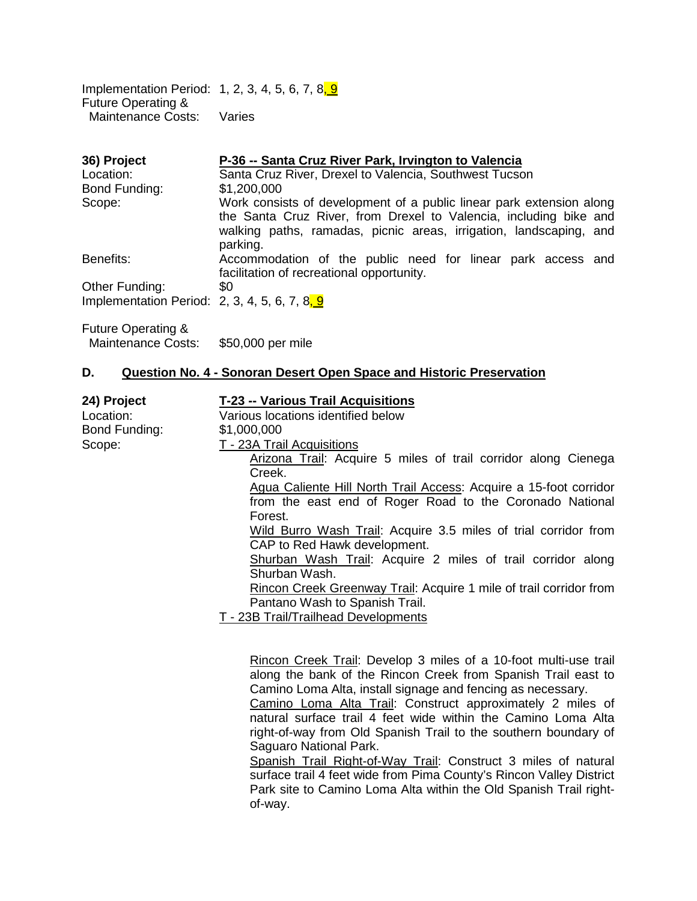Implementation Period: 1, 2, 3, 4, 5, 6, 7, 8, 9
Future Operating &
Maintenance Costs: Varies

**36) Project** **P-36 -- Santa Cruz River Park, Irvington to Valencia**
Location: Santa Cruz River, Drexel to Valencia, Southwest Tucson
Bond Funding: $1,200,000
Scope: Work consists of development of a public linear park extension along the Santa Cruz River, from Drexel to Valencia, including bike and walking paths, ramadas, picnic areas, irrigation, landscaping, and parking.
Benefits: Accommodation of the public need for linear park access and facilitation of recreational opportunity.
Other Funding: $0
Implementation Period: 2, 3, 4, 5, 6, 7, 8, 9

Future Operating &
Maintenance Costs: $50,000 per mile

## D. Question No. 4 - Sonoran Desert Open Space and Historic Preservation

**24) Project** **T-23 -- Various Trail Acquisitions**
Location: Various locations identified below
Bond Funding: $1,000,000
Scope: T - 23A Trail Acquisitions

Arizona Trail: Acquire 5 miles of trail corridor along Cienega Creek.
Agua Caliente Hill North Trail Access: Acquire a 15-foot corridor from the east end of Roger Road to the Coronado National Forest.
Wild Burro Wash Trail: Acquire 3.5 miles of trial corridor from CAP to Red Hawk development.
Shurban Wash Trail: Acquire 2 miles of trail corridor along Shurban Wash.
Rincon Creek Greenway Trail: Acquire 1 mile of trail corridor from Pantano Wash to Spanish Trail.

T - 23B Trail/Trailhead Developments

Rincon Creek Trail: Develop 3 miles of a 10-foot multi-use trail along the bank of the Rincon Creek from Spanish Trail east to Camino Loma Alta, install signage and fencing as necessary.
Camino Loma Alta Trail: Construct approximately 2 miles of natural surface trail 4 feet wide within the Camino Loma Alta right-of-way from Old Spanish Trail to the southern boundary of Saguaro National Park.
Spanish Trail Right-of-Way Trail: Construct 3 miles of natural surface trail 4 feet wide from Pima County's Rincon Valley District Park site to Camino Loma Alta within the Old Spanish Trail right-of-way.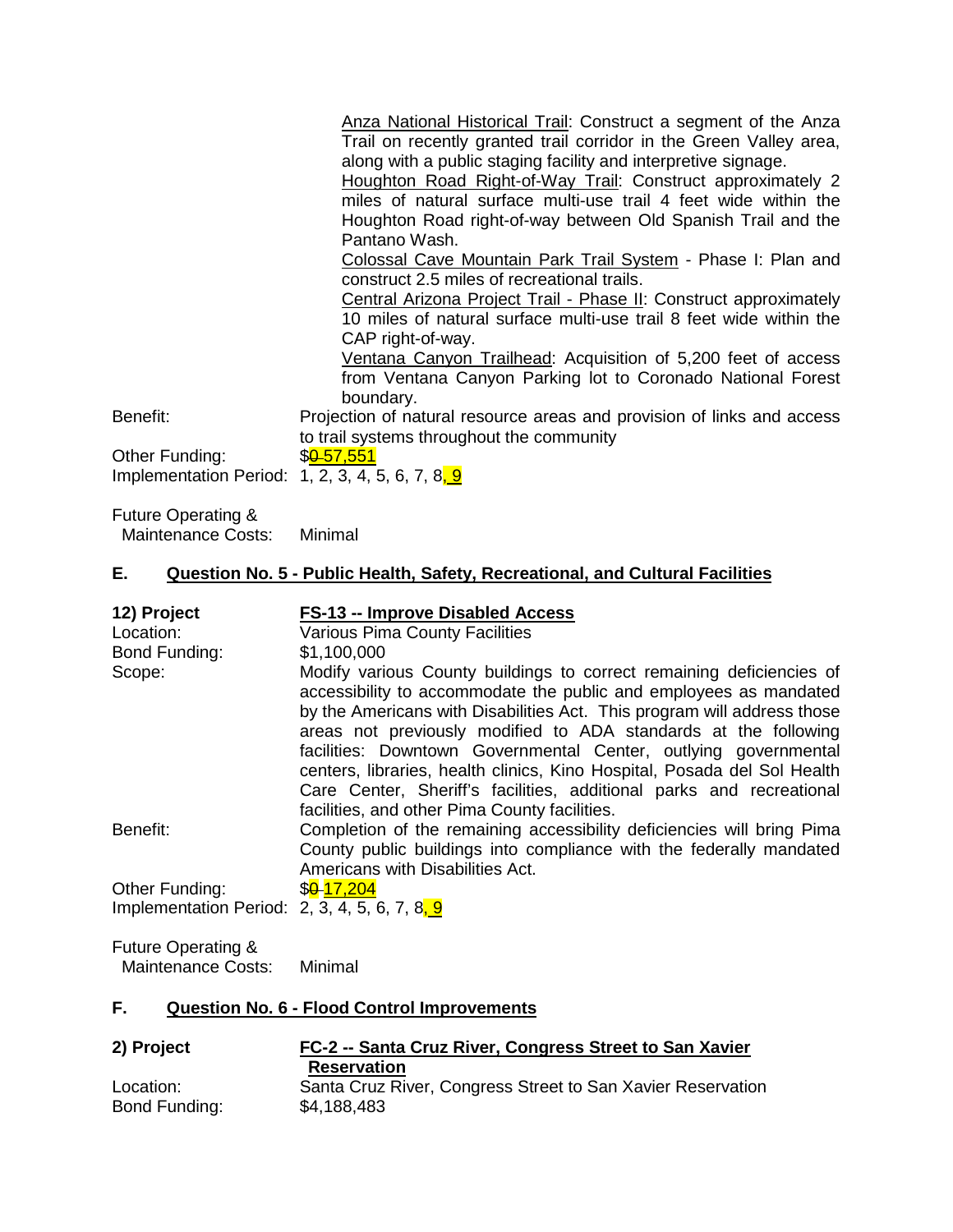Anza National Historical Trail: Construct a segment of the Anza Trail on recently granted trail corridor in the Green Valley area, along with a public staging facility and interpretive signage.

Houghton Road Right-of-Way Trail: Construct approximately 2 miles of natural surface multi-use trail 4 feet wide within the Houghton Road right-of-way between Old Spanish Trail and the Pantano Wash.

Colossal Cave Mountain Park Trail System - Phase I: Plan and construct 2.5 miles of recreational trails.

Central Arizona Project Trail - Phase II: Construct approximately 10 miles of natural surface multi-use trail 8 feet wide within the CAP right-of-way.

Ventana Canyon Trailhead: Acquisition of 5,200 feet of access from Ventana Canyon Parking lot to Coronado National Forest boundary.

Benefit: Projection of natural resource areas and provision of links and access to trail systems throughout the community

Other Funding: $~~0~~ 57,551

Implementation Period: 1, 2, 3, 4, 5, 6, 7, 8, 9

Future Operating & Maintenance Costs: Minimal

## E. Question No. 5 - Public Health, Safety, Recreational, and Cultural Facilities

**12) Project** **FS-13 -- Improve Disabled Access**

Location: Various Pima County Facilities

Bond Funding: $1,100,000

Scope: Modify various County buildings to correct remaining deficiencies of accessibility to accommodate the public and employees as mandated by the Americans with Disabilities Act. This program will address those areas not previously modified to ADA standards at the following facilities: Downtown Governmental Center, outlying governmental centers, libraries, health clinics, Kino Hospital, Posada del Sol Health Care Center, Sheriff's facilities, additional parks and recreational facilities, and other Pima County facilities.

Benefit: Completion of the remaining accessibility deficiencies will bring Pima County public buildings into compliance with the federally mandated Americans with Disabilities Act.

Other Funding: $~~0~~ 17,204

Implementation Period: 2, 3, 4, 5, 6, 7, 8, 9

Future Operating & Maintenance Costs: Minimal

## F. Question No. 6 - Flood Control Improvements

**2) Project** **FC-2 -- Santa Cruz River, Congress Street to San Xavier Reservation**

Location: Santa Cruz River, Congress Street to San Xavier Reservation

Bond Funding: $4,188,483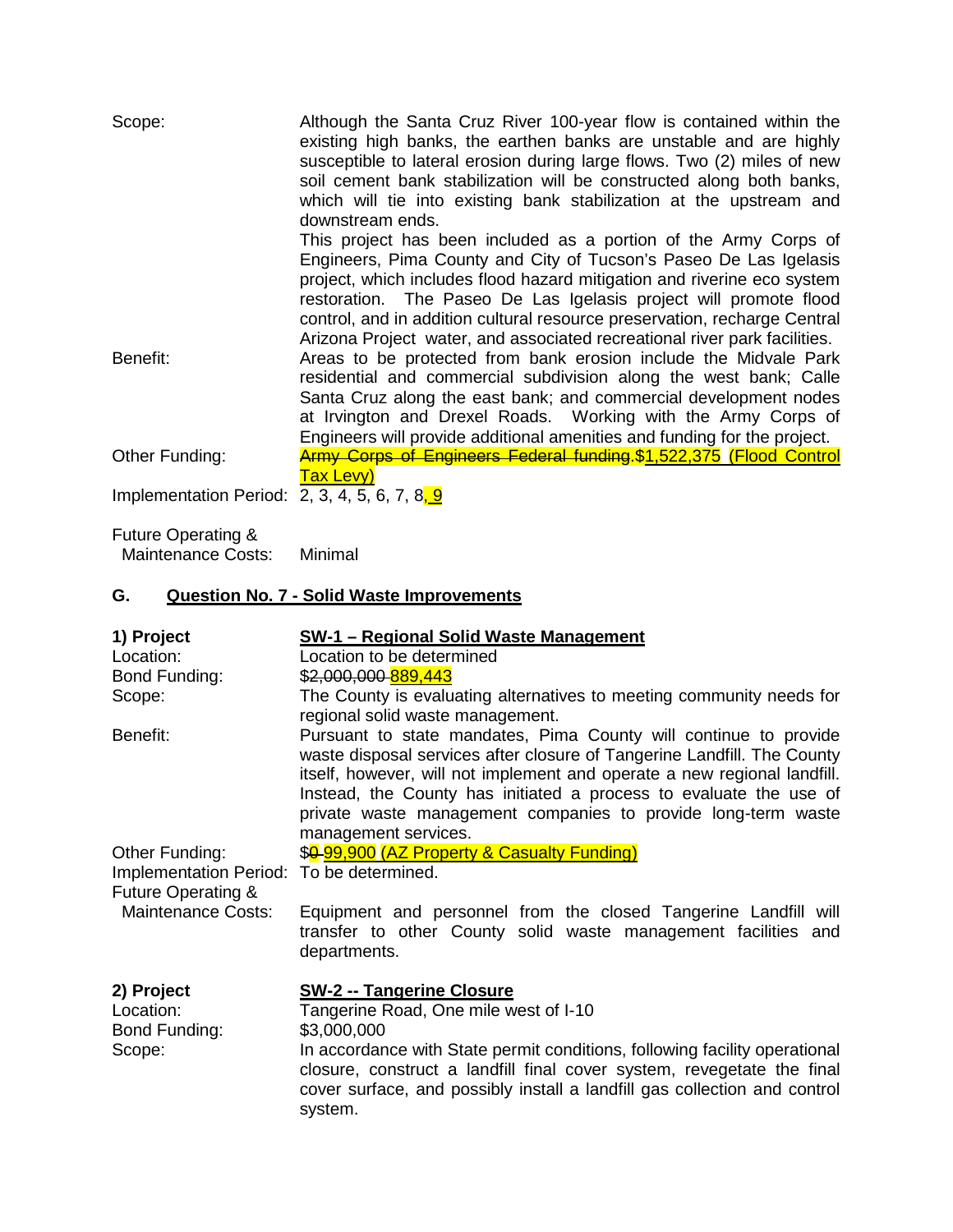Scope: Although the Santa Cruz River 100-year flow is contained within the existing high banks, the earthen banks are unstable and are highly susceptible to lateral erosion during large flows. Two (2) miles of new soil cement bank stabilization will be constructed along both banks, which will tie into existing bank stabilization at the upstream and downstream ends.

This project has been included as a portion of the Army Corps of Engineers, Pima County and City of Tucson's Paseo De Las Igelsias project, which includes flood hazard mitigation and riverine eco system restoration. The Paseo De Las Igelasis project will promote flood control, and in addition cultural resource preservation, recharge Central Arizona Project water, and associated recreational river park facilities.

Benefit: Areas to be protected from bank erosion include the Midvale Park residential and commercial subdivision along the west bank; Calle Santa Cruz along the east bank; and commercial development nodes at Irvington and Drexel Roads. Working with the Army Corps of Engineers will provide additional amenities and funding for the project.

Other Funding: ~~Army Corps of Engineers Federal funding.~~$1,522,375 (Flood Control Tax Levy)

Implementation Period: 2, 3, 4, 5, 6, 7, 8, 9

Future Operating & Maintenance Costs: Minimal

## G. Question No. 7 - Solid Waste Improvements

**1) Project** **SW-1 – Regional Solid Waste Management**

Location: Location to be determined

Bond Funding: ~~$2,000,000~~ 889,443

Scope: The County is evaluating alternatives to meeting community needs for regional solid waste management.

Benefit: Pursuant to state mandates, Pima County will continue to provide waste disposal services after closure of Tangerine Landfill. The County itself, however, will not implement and operate a new regional landfill. Instead, the County has initiated a process to evaluate the use of private waste management companies to provide long-term waste management services.

Other Funding: $~~0~~ 99,900 (AZ Property & Casualty Funding)

Implementation Period: To be determined.

Future Operating & Maintenance Costs: Equipment and personnel from the closed Tangerine Landfill will transfer to other County solid waste management facilities and departments.

**2) Project** **SW-2 -- Tangerine Closure**

Location: Tangerine Road, One mile west of I-10

Bond Funding: $3,000,000

Scope: In accordance with State permit conditions, following facility operational closure, construct a landfill final cover system, revegetate the final cover surface, and possibly install a landfill gas collection and control system.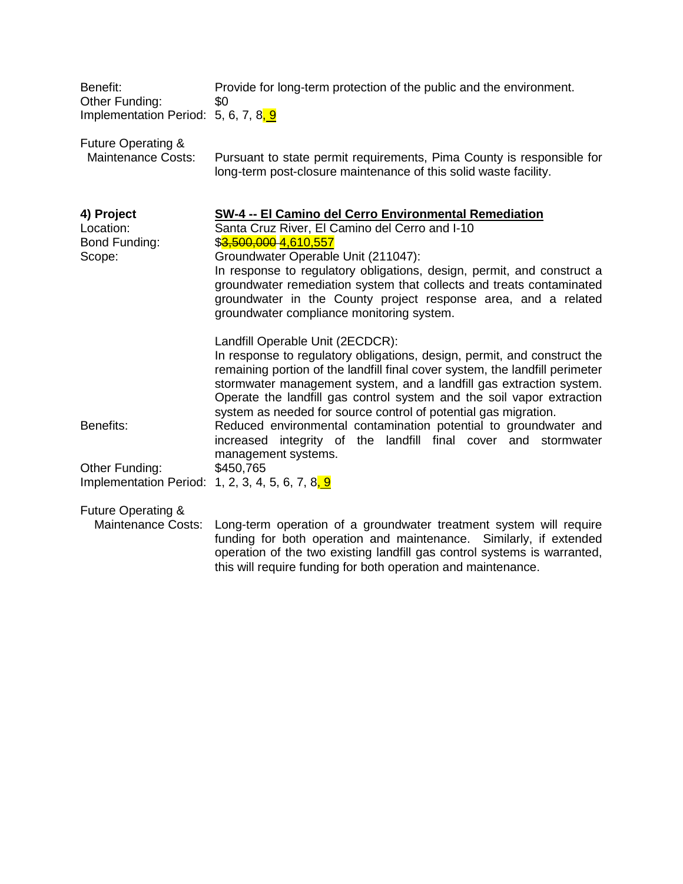Benefit: Provide for long-term protection of the public and the environment.
Other Funding: $0
Implementation Period: 5, 6, 7, 8, 9

Future Operating & Maintenance Costs: Pursuant to state permit requirements, Pima County is responsible for long-term post-closure maintenance of this solid waste facility.

**4) Project** **SW-4 -- El Camino del Cerro Environmental Remediation**
Location: Santa Cruz River, El Camino del Cerro and I-10
Bond Funding: $~~3,500,000~~ 4,610,557
Scope: Groundwater Operable Unit (211047):
In response to regulatory obligations, design, permit, and construct a groundwater remediation system that collects and treats contaminated groundwater in the County project response area, and a related groundwater compliance monitoring system.

Landfill Operable Unit (2ECDCR):
In response to regulatory obligations, design, permit, and construct the remaining portion of the landfill final cover system, the landfill perimeter stormwater management system, and a landfill gas extraction system. Operate the landfill gas control system and the soil vapor extraction system as needed for source control of potential gas migration.
Benefits: Reduced environmental contamination potential to groundwater and increased integrity of the landfill final cover and stormwater management systems.
Other Funding: $450,765
Implementation Period: 1, 2, 3, 4, 5, 6, 7, 8, 9

Future Operating & Maintenance Costs: Long-term operation of a groundwater treatment system will require funding for both operation and maintenance. Similarly, if extended operation of the two existing landfill gas control systems is warranted, this will require funding for both operation and maintenance.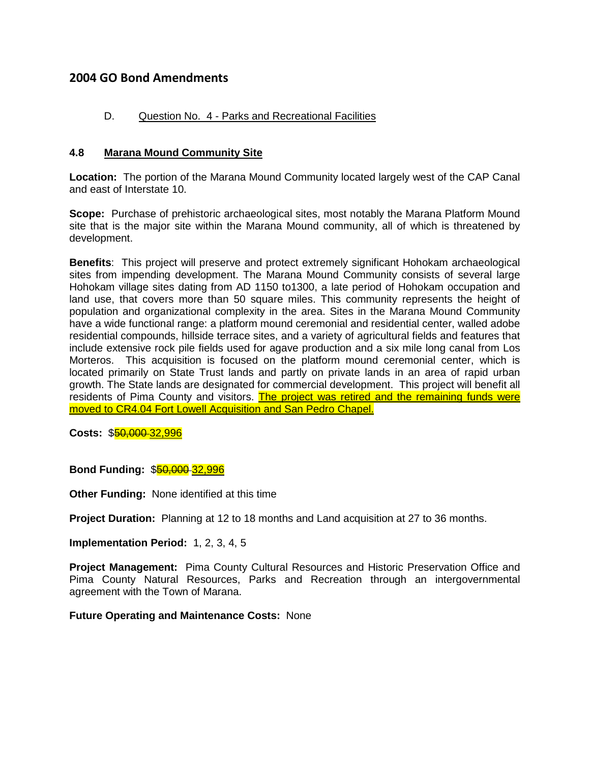## 2004 GO Bond Amendments

D. Question No. 4 - Parks and Recreational Facilities

### 4.8 Marana Mound Community Site

**Location:** The portion of the Marana Mound Community located largely west of the CAP Canal and east of Interstate 10.

**Scope:** Purchase of prehistoric archaeological sites, most notably the Marana Platform Mound site that is the major site within the Marana Mound community, all of which is threatened by development.

**Benefits**: This project will preserve and protect extremely significant Hohokam archaeological sites from impending development. The Marana Mound Community consists of several large Hohokam village sites dating from AD 1150 to1300, a late period of Hohokam occupation and land use, that covers more than 50 square miles. This community represents the height of population and organizational complexity in the area. Sites in the Marana Mound Community have a wide functional range: a platform mound ceremonial and residential center, walled adobe residential compounds, hillside terrace sites, and a variety of agricultural fields and features that include extensive rock pile fields used for agave production and a six mile long canal from Los Morteros. This acquisition is focused on the platform mound ceremonial center, which is located primarily on State Trust lands and partly on private lands in an area of rapid urban growth. The State lands are designated for commercial development. This project will benefit all residents of Pima County and visitors. The project was retired and the remaining funds were moved to CR4.04 Fort Lowell Acquisition and San Pedro Chapel.

**Costs:** $~~50,000~~ 32,996

**Bond Funding:** $~~50,000~~ 32,996

**Other Funding:** None identified at this time

**Project Duration:** Planning at 12 to 18 months and Land acquisition at 27 to 36 months.

**Implementation Period:** 1, 2, 3, 4, 5

**Project Management:** Pima County Cultural Resources and Historic Preservation Office and Pima County Natural Resources, Parks and Recreation through an intergovernmental agreement with the Town of Marana.

**Future Operating and Maintenance Costs:** None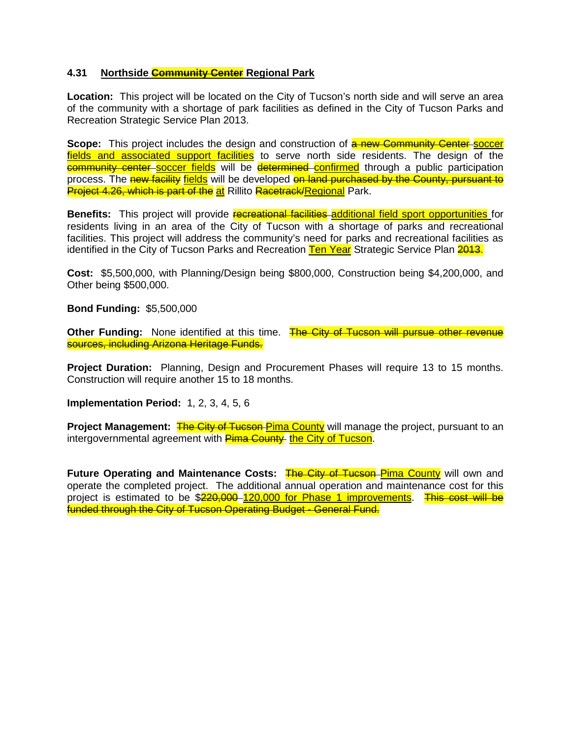### 4.31 Northside ~~Community Center~~ Regional Park

**Location:** This project will be located on the City of Tucson's north side and will serve an area of the community with a shortage of park facilities as defined in the City of Tucson Parks and Recreation Strategic Service Plan 2013.

**Scope:** This project includes the design and construction of ~~a new Community Center~~ <u>soccer fields and associated support facilities</u> to serve north side residents. The design of the ~~community center~~ <u>soccer fields</u> will be ~~determined~~ <u>confirmed</u> through a public participation process. The ~~new facility~~ <u>fields</u> will be developed ~~on land purchased by the County, pursuant to Project 4.26, which is part of the~~ <u>at</u> Rillito ~~Racetrack/~~<u>Regional</u> Park.

**Benefits:** This project will provide ~~recreational facilities~~ <u>additional field sport opportunities</u> for residents living in an area of the City of Tucson with a shortage of parks and recreational facilities. This project will address the community's need for parks and recreational facilities as identified in the City of Tucson Parks and Recreation <u>Ten Year</u> Strategic Service Plan ~~2013~~.

**Cost:** $5,500,000, with Planning/Design being $800,000, Construction being $4,200,000, and Other being $500,000.

**Bond Funding:** $5,500,000

**Other Funding:** None identified at this time. ~~The City of Tucson will pursue other revenue sources, including Arizona Heritage Funds.~~

**Project Duration:** Planning, Design and Procurement Phases will require 13 to 15 months. Construction will require another 15 to 18 months.

**Implementation Period:** 1, 2, 3, 4, 5, 6

**Project Management:** ~~The City of Tucson~~ <u>Pima County</u> will manage the project, pursuant to an intergovernmental agreement with ~~Pima County~~ <u>the City of Tucson</u>.

**Future Operating and Maintenance Costs:** ~~The City of Tucson~~ <u>Pima County</u> will own and operate the completed project. The additional annual operation and maintenance cost for this project is estimated to be $~~220,000~~ <u>120,000 for Phase 1 improvements</u>. ~~This cost will be funded through the City of Tucson Operating Budget - General Fund.~~